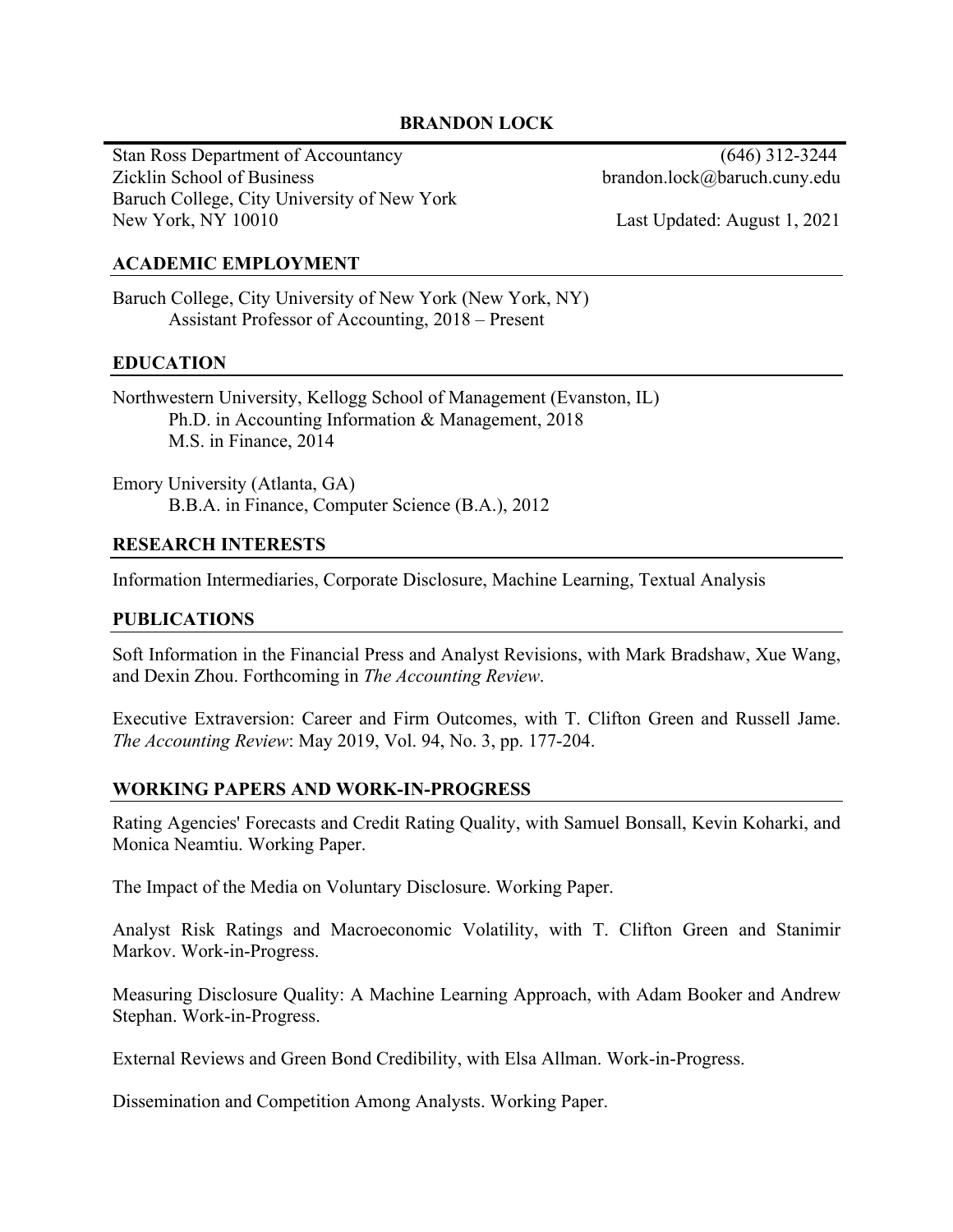# BRANDON LOCK

Stan Ross Department of Accountancy
Zicklin School of Business
Baruch College, City University of New York
New York, NY 10010

(646) 312-3244
brandon.lock@baruch.cuny.edu

Last Updated: August 1, 2021

## ACADEMIC EMPLOYMENT

Baruch College, City University of New York (New York, NY)
Assistant Professor of Accounting, 2018 – Present

## EDUCATION

Northwestern University, Kellogg School of Management (Evanston, IL)
Ph.D. in Accounting Information & Management, 2018
M.S. in Finance, 2014

Emory University (Atlanta, GA)
B.B.A. in Finance, Computer Science (B.A.), 2012

## RESEARCH INTERESTS

Information Intermediaries, Corporate Disclosure, Machine Learning, Textual Analysis

## PUBLICATIONS

Soft Information in the Financial Press and Analyst Revisions, with Mark Bradshaw, Xue Wang, and Dexin Zhou. Forthcoming in *The Accounting Review*.

Executive Extraversion: Career and Firm Outcomes, with T. Clifton Green and Russell Jame. *The Accounting Review*: May 2019, Vol. 94, No. 3, pp. 177-204.

## WORKING PAPERS AND WORK-IN-PROGRESS

Rating Agencies' Forecasts and Credit Rating Quality, with Samuel Bonsall, Kevin Koharki, and Monica Neamtiu. Working Paper.

The Impact of the Media on Voluntary Disclosure. Working Paper.

Analyst Risk Ratings and Macroeconomic Volatility, with T. Clifton Green and Stanimir Markov. Work-in-Progress.

Measuring Disclosure Quality: A Machine Learning Approach, with Adam Booker and Andrew Stephan. Work-in-Progress.

External Reviews and Green Bond Credibility, with Elsa Allman. Work-in-Progress.

Dissemination and Competition Among Analysts. Working Paper.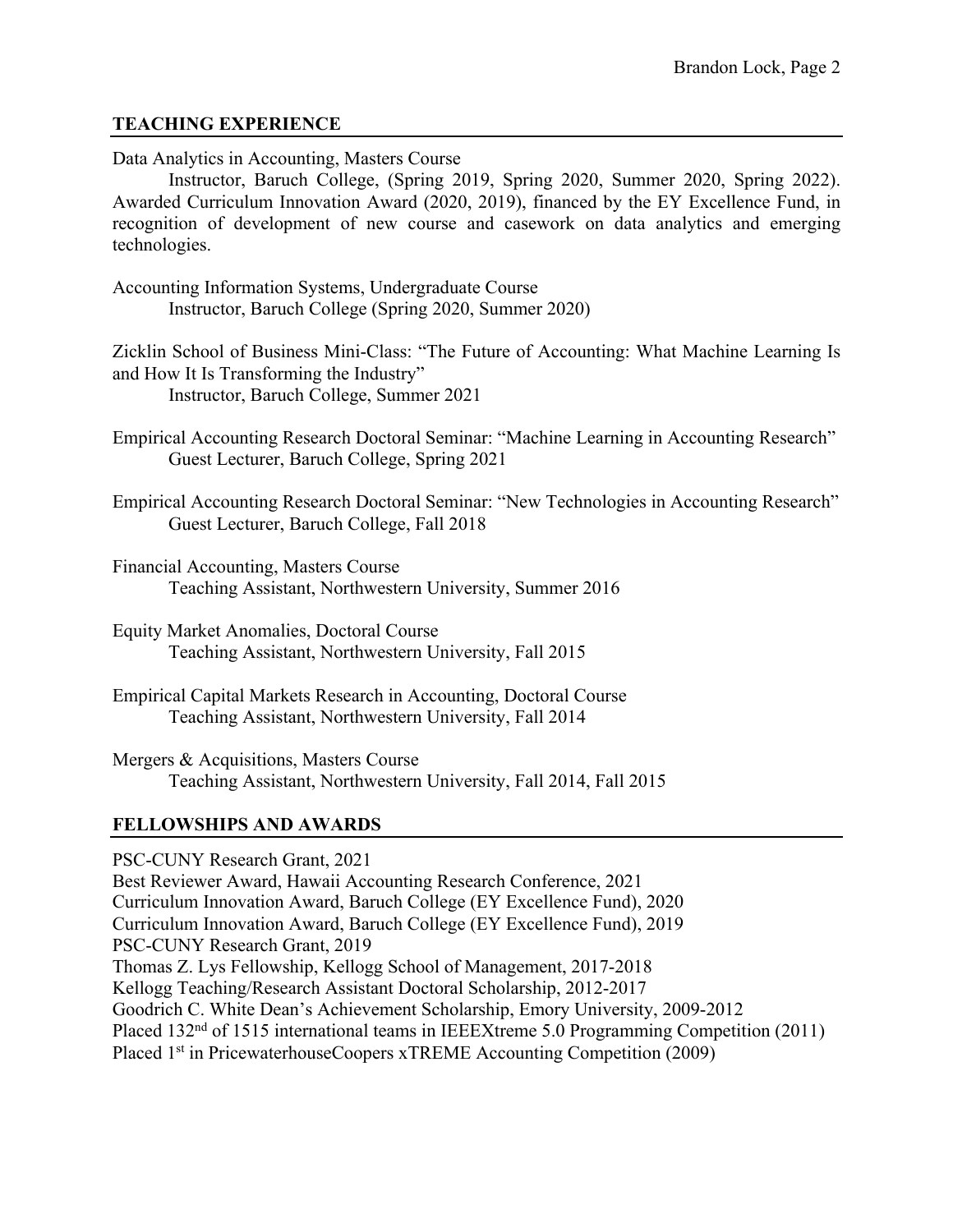## TEACHING EXPERIENCE

Data Analytics in Accounting, Masters Course
Instructor, Baruch College, (Spring 2019, Spring 2020, Summer 2020, Spring 2022). Awarded Curriculum Innovation Award (2020, 2019), financed by the EY Excellence Fund, in recognition of development of new course and casework on data analytics and emerging technologies.

Accounting Information Systems, Undergraduate Course
Instructor, Baruch College (Spring 2020, Summer 2020)

Zicklin School of Business Mini-Class: "The Future of Accounting: What Machine Learning Is and How It Is Transforming the Industry"
Instructor, Baruch College, Summer 2021

Empirical Accounting Research Doctoral Seminar: "Machine Learning in Accounting Research"
Guest Lecturer, Baruch College, Spring 2021

Empirical Accounting Research Doctoral Seminar: "New Technologies in Accounting Research"
Guest Lecturer, Baruch College, Fall 2018

Financial Accounting, Masters Course
Teaching Assistant, Northwestern University, Summer 2016

Equity Market Anomalies, Doctoral Course
Teaching Assistant, Northwestern University, Fall 2015

Empirical Capital Markets Research in Accounting, Doctoral Course
Teaching Assistant, Northwestern University, Fall 2014

Mergers & Acquisitions, Masters Course
Teaching Assistant, Northwestern University, Fall 2014, Fall 2015

## FELLOWSHIPS AND AWARDS

PSC-CUNY Research Grant, 2021
Best Reviewer Award, Hawaii Accounting Research Conference, 2021
Curriculum Innovation Award, Baruch College (EY Excellence Fund), 2020
Curriculum Innovation Award, Baruch College (EY Excellence Fund), 2019
PSC-CUNY Research Grant, 2019
Thomas Z. Lys Fellowship, Kellogg School of Management, 2017-2018
Kellogg Teaching/Research Assistant Doctoral Scholarship, 2012-2017
Goodrich C. White Dean's Achievement Scholarship, Emory University, 2009-2012
Placed 132nd of 1515 international teams in IEEEXtreme 5.0 Programming Competition (2011)
Placed 1st in PricewaterhouseCoopers xTREME Accounting Competition (2009)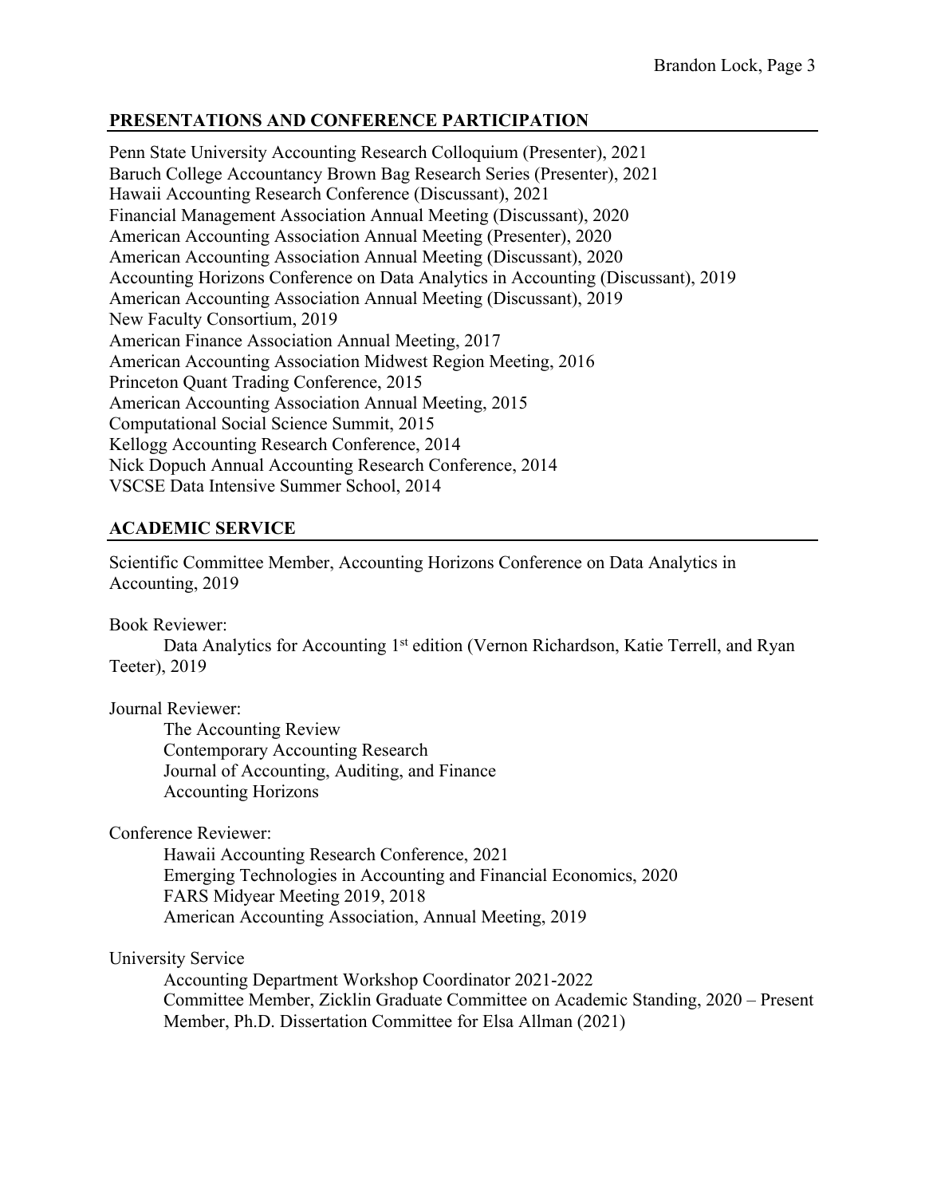## PRESENTATIONS AND CONFERENCE PARTICIPATION

Penn State University Accounting Research Colloquium (Presenter), 2021
Baruch College Accountancy Brown Bag Research Series (Presenter), 2021
Hawaii Accounting Research Conference (Discussant), 2021
Financial Management Association Annual Meeting (Discussant), 2020
American Accounting Association Annual Meeting (Presenter), 2020
American Accounting Association Annual Meeting (Discussant), 2020
Accounting Horizons Conference on Data Analytics in Accounting (Discussant), 2019
American Accounting Association Annual Meeting (Discussant), 2019
New Faculty Consortium, 2019
American Finance Association Annual Meeting, 2017
American Accounting Association Midwest Region Meeting, 2016
Princeton Quant Trading Conference, 2015
American Accounting Association Annual Meeting, 2015
Computational Social Science Summit, 2015
Kellogg Accounting Research Conference, 2014
Nick Dopuch Annual Accounting Research Conference, 2014
VSCSE Data Intensive Summer School, 2014

## ACADEMIC SERVICE

Scientific Committee Member, Accounting Horizons Conference on Data Analytics in Accounting, 2019

Book Reviewer:

Data Analytics for Accounting 1st edition (Vernon Richardson, Katie Terrell, and Ryan Teeter), 2019

Journal Reviewer:

- The Accounting Review
- Contemporary Accounting Research
- Journal of Accounting, Auditing, and Finance
- Accounting Horizons

Conference Reviewer:

- Hawaii Accounting Research Conference, 2021
- Emerging Technologies in Accounting and Financial Economics, 2020
- FARS Midyear Meeting 2019, 2018
- American Accounting Association, Annual Meeting, 2019

University Service

- Accounting Department Workshop Coordinator 2021-2022
- Committee Member, Zicklin Graduate Committee on Academic Standing, 2020 – Present
- Member, Ph.D. Dissertation Committee for Elsa Allman (2021)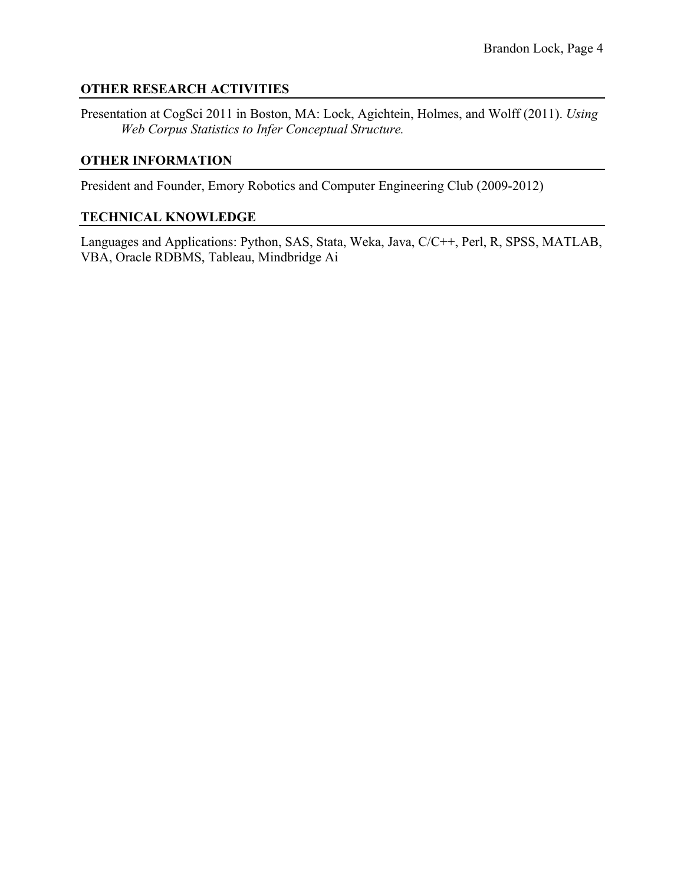## OTHER RESEARCH ACTIVITIES

Presentation at CogSci 2011 in Boston, MA: Lock, Agichtein, Holmes, and Wolff (2011). *Using Web Corpus Statistics to Infer Conceptual Structure.*

## OTHER INFORMATION

President and Founder, Emory Robotics and Computer Engineering Club (2009-2012)

## TECHNICAL KNOWLEDGE

Languages and Applications: Python, SAS, Stata, Weka, Java, C/C++, Perl, R, SPSS, MATLAB, VBA, Oracle RDBMS, Tableau, Mindbridge Ai